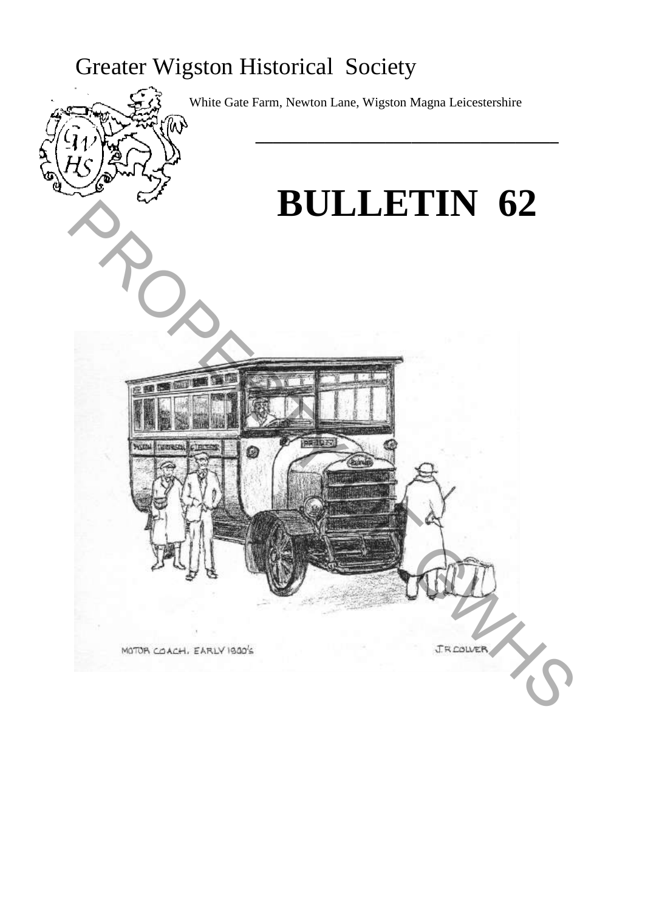# Greater Wigston Historical Society

White Gate Farm, Newton Lane, Wigston Magna Leicestershire

# BULLETIN 62

MOTOR COACH. EARLY 1900's

J.R. COLVER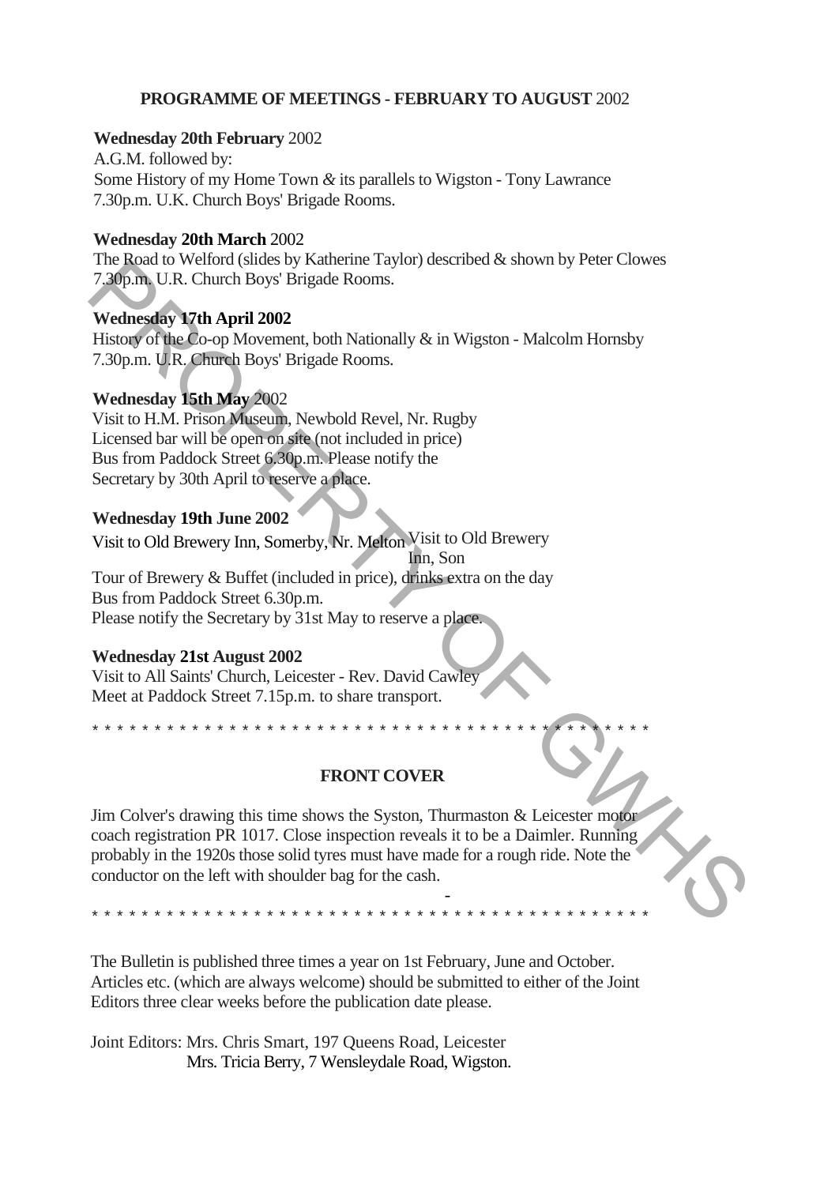## PROGRAMME OF MEETINGS - FEBRUARY TO AUGUST 2002

**Wednesday 20th February** 2002
A.G.M. followed by:
Some History of my Home Town & its parallels to Wigston - Tony Lawrance
7.30p.m. U.K. Church Boys' Brigade Rooms.

**Wednesday 20th March** 2002
The Road to Welford (slides by Katherine Taylor) described & shown by Peter Clowes
7.30p.m. U.R. Church Boys' Brigade Rooms.

**Wednesday 17th April 2002**
History of the Co-op Movement, both Nationally & in Wigston - Malcolm Hornsby
7.30p.m. U.R. Church Boys' Brigade Rooms.

**Wednesday 15th May** 2002
Visit to H.M. Prison Museum, Newbold Revel, Nr. Rugby
Licensed bar will be open on site (not included in price)
Bus from Paddock Street 6.30p.m. Please notify the
Secretary by 30th April to reserve a place.

**Wednesday 19th June 2002**
Visit to Old Brewery Inn, Somerby, Nr. Melton Visit to Old Brewery Inn, Son
Tour of Brewery & Buffet (included in price), drinks extra on the day
Bus from Paddock Street 6.30p.m.
Please notify the Secretary by 31st May to reserve a place.

**Wednesday 21st August 2002**
Visit to All Saints' Church, Leicester - Rev. David Cawley
Meet at Paddock Street 7.15p.m. to share transport.

\* \* \* \* \* \* \* \* \* \* \* \* \* \* \* \* \* \* \* \* \* \* \* \* \* \* \* \* \* \* \* \* \* \* \* \* \* \* \* \* \* \* \* \* \* \* \* \* \*

## FRONT COVER

Jim Colver's drawing this time shows the Syston, Thurmaston & Leicester motor coach registration PR 1017. Close inspection reveals it to be a Daimler. Running probably in the 1920s those solid tyres must have made for a rough ride. Note the conductor on the left with shoulder bag for the cash.

\* \* \* \* \* \* \* \* \* \* \* \* \* \* \* \* \* \* \* \* \* \* \* \* \* \* \* \* \* \* \* \* \* \* \* \* \* \* \* \* \* \* \* \* \* \* \* \* \*

The Bulletin is published three times a year on 1st February, June and October. Articles etc. (which are always welcome) should be submitted to either of the Joint Editors three clear weeks before the publication date please.

Joint Editors: Mrs. Chris Smart, 197 Queens Road, Leicester
Mrs. Tricia Berry, 7 Wensleydale Road, Wigston.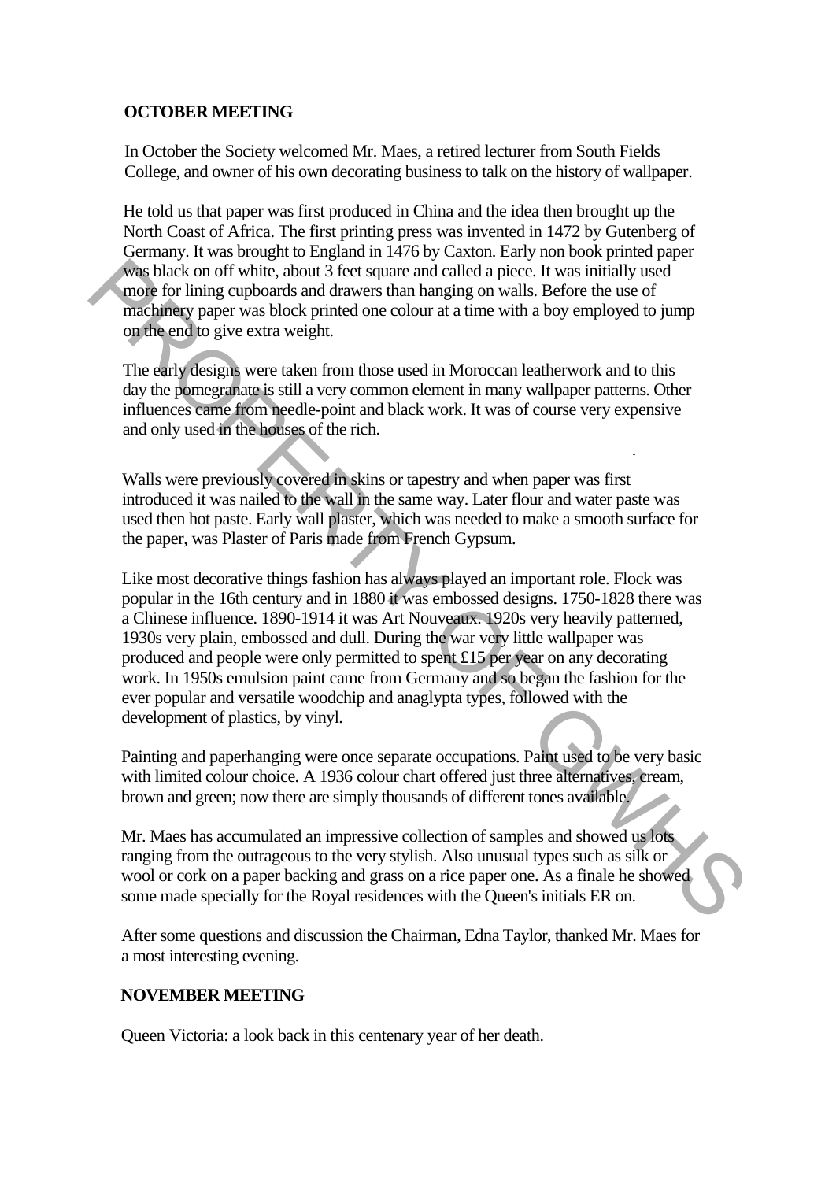## OCTOBER MEETING

In October the Society welcomed Mr. Maes, a retired lecturer from South Fields College, and owner of his own decorating business to talk on the history of wallpaper.

He told us that paper was first produced in China and the idea then brought up the North Coast of Africa. The first printing press was invented in 1472 by Gutenberg of Germany. It was brought to England in 1476 by Caxton. Early non book printed paper was black on off white, about 3 feet square and called a piece. It was initially used more for lining cupboards and drawers than hanging on walls. Before the use of machinery paper was block printed one colour at a time with a boy employed to jump on the end to give extra weight.

The early designs were taken from those used in Moroccan leatherwork and to this day the pomegranate is still a very common element in many wallpaper patterns. Other influences came from needle-point and black work. It was of course very expensive and only used in the houses of the rich.

Walls were previously covered in skins or tapestry and when paper was first introduced it was nailed to the wall in the same way. Later flour and water paste was used then hot paste. Early wall plaster, which was needed to make a smooth surface for the paper, was Plaster of Paris made from French Gypsum.

Like most decorative things fashion has always played an important role. Flock was popular in the 16th century and in 1880 it was embossed designs. 1750-1828 there was a Chinese influence. 1890-1914 it was Art Nouveaux. 1920s very heavily patterned, 1930s very plain, embossed and dull. During the war very little wallpaper was produced and people were only permitted to spent £15 per year on any decorating work. In 1950s emulsion paint came from Germany and so began the fashion for the ever popular and versatile woodchip and anaglypta types, followed with the development of plastics, by vinyl.

Painting and paperhanging were once separate occupations. Paint used to be very basic with limited colour choice. A 1936 colour chart offered just three alternatives, cream, brown and green; now there are simply thousands of different tones available.

Mr. Maes has accumulated an impressive collection of samples and showed us lots ranging from the outrageous to the very stylish. Also unusual types such as silk or wool or cork on a paper backing and grass on a rice paper one. As a finale he showed some made specially for the Royal residences with the Queen's initials ER on.

After some questions and discussion the Chairman, Edna Taylor, thanked Mr. Maes for a most interesting evening.

## NOVEMBER MEETING

Queen Victoria: a look back in this centenary year of her death.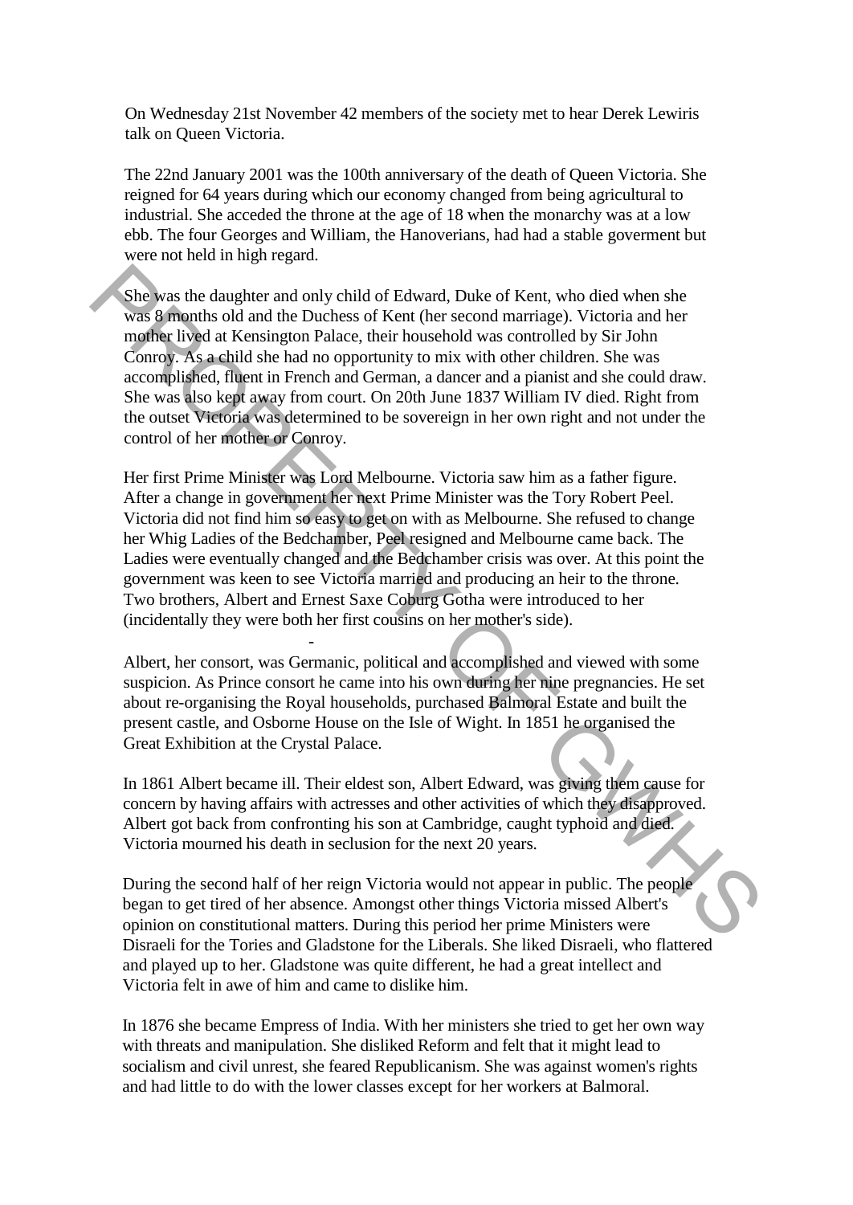On Wednesday 21st November 42 members of the society met to hear Derek Lewiris talk on Queen Victoria.

The 22nd January 2001 was the 100th anniversary of the death of Queen Victoria. She reigned for 64 years during which our economy changed from being agricultural to industrial. She acceded the throne at the age of 18 when the monarchy was at a low ebb. The four Georges and William, the Hanoverians, had had a stable goverment but were not held in high regard.

She was the daughter and only child of Edward, Duke of Kent, who died when she was 8 months old and the Duchess of Kent (her second marriage). Victoria and her mother lived at Kensington Palace, their household was controlled by Sir John Conroy. As a child she had no opportunity to mix with other children. She was accomplished, fluent in French and German, a dancer and a pianist and she could draw. She was also kept away from court. On 20th June 1837 William IV died. Right from the outset Victoria was determined to be sovereign in her own right and not under the control of her mother or Conroy.

Her first Prime Minister was Lord Melbourne. Victoria saw him as a father figure. After a change in government her next Prime Minister was the Tory Robert Peel. Victoria did not find him so easy to get on with as Melbourne. She refused to change her Whig Ladies of the Bedchamber, Peel resigned and Melbourne came back. The Ladies were eventually changed and the Bedchamber crisis was over. At this point the government was keen to see Victoria married and producing an heir to the throne. Two brothers, Albert and Ernest Saxe Coburg Gotha were introduced to her (incidentally they were both her first cousins on her mother's side).

Albert, her consort, was Germanic, political and accomplished and viewed with some suspicion. As Prince consort he came into his own during her nine pregnancies. He set about re-organising the Royal households, purchased Balmoral Estate and built the present castle, and Osborne House on the Isle of Wight. In 1851 he organised the Great Exhibition at the Crystal Palace.

In 1861 Albert became ill. Their eldest son, Albert Edward, was giving them cause for concern by having affairs with actresses and other activities of which they disapproved. Albert got back from confronting his son at Cambridge, caught typhoid and died. Victoria mourned his death in seclusion for the next 20 years.

During the second half of her reign Victoria would not appear in public. The people began to get tired of her absence. Amongst other things Victoria missed Albert's opinion on constitutional matters. During this period her prime Ministers were Disraeli for the Tories and Gladstone for the Liberals. She liked Disraeli, who flattered and played up to her. Gladstone was quite different, he had a great intellect and Victoria felt in awe of him and came to dislike him.

In 1876 she became Empress of India. With her ministers she tried to get her own way with threats and manipulation. She disliked Reform and felt that it might lead to socialism and civil unrest, she feared Republicanism. She was against women's rights and had little to do with the lower classes except for her workers at Balmoral.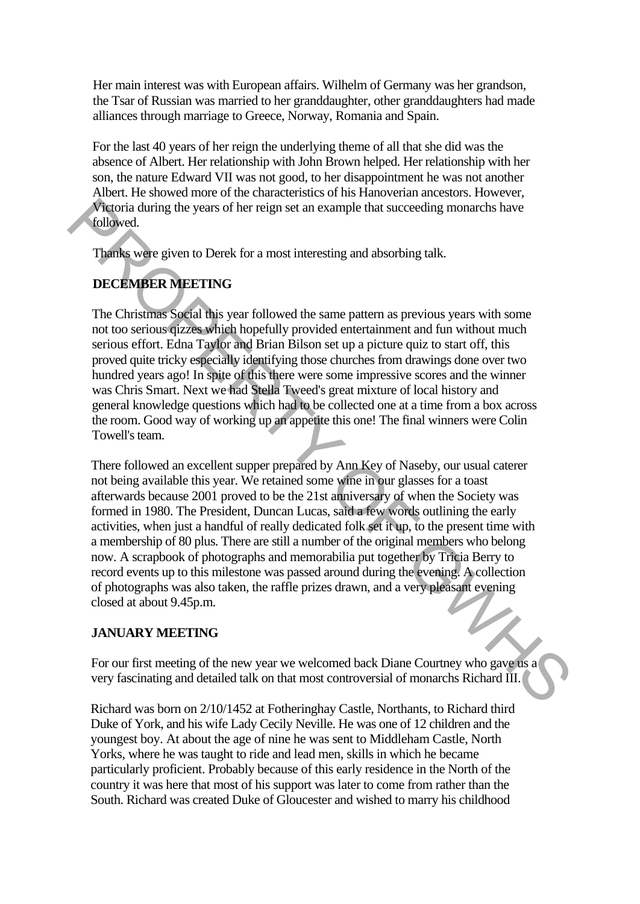Her main interest was with European affairs. Wilhelm of Germany was her grandson, the Tsar of Russian was married to her granddaughter, other granddaughters had made alliances through marriage to Greece, Norway, Romania and Spain.

For the last 40 years of her reign the underlying theme of all that she did was the absence of Albert. Her relationship with John Brown helped. Her relationship with her son, the nature Edward VII was not good, to her disappointment he was not another Albert. He showed more of the characteristics of his Hanoverian ancestors. However, Victoria during the years of her reign set an example that succeeding monarchs have followed.

Thanks were given to Derek for a most interesting and absorbing talk.

## DECEMBER MEETING

The Christmas Social this year followed the same pattern as previous years with some not too serious qizzes which hopefully provided entertainment and fun without much serious effort. Edna Taylor and Brian Bilson set up a picture quiz to start off, this proved quite tricky especially identifying those churches from drawings done over two hundred years ago! In spite of this there were some impressive scores and the winner was Chris Smart. Next we had Stella Tweed's great mixture of local history and general knowledge questions which had to be collected one at a time from a box across the room. Good way of working up an appetite this one! The final winners were Colin Towell's team.

There followed an excellent supper prepared by Ann Key of Naseby, our usual caterer not being available this year. We retained some wine in our glasses for a toast afterwards because 2001 proved to be the 21st anniversary of when the Society was formed in 1980. The President, Duncan Lucas, said a few words outlining the early activities, when just a handful of really dedicated folk set it up, to the present time with a membership of 80 plus. There are still a number of the original members who belong now. A scrapbook of photographs and memorabilia put together by Tricia Berry to record events up to this milestone was passed around during the evening. A collection of photographs was also taken, the raffle prizes drawn, and a very pleasant evening closed at about 9.45p.m.

## JANUARY MEETING

For our first meeting of the new year we welcomed back Diane Courtney who gave us a very fascinating and detailed talk on that most controversial of monarchs Richard III.

Richard was born on 2/10/1452 at Fotheringhay Castle, Northants, to Richard third Duke of York, and his wife Lady Cecily Neville. He was one of 12 children and the youngest boy. At about the age of nine he was sent to Middleham Castle, North Yorks, where he was taught to ride and lead men, skills in which he became particularly proficient. Probably because of this early residence in the North of the country it was here that most of his support was later to come from rather than the South. Richard was created Duke of Gloucester and wished to marry his childhood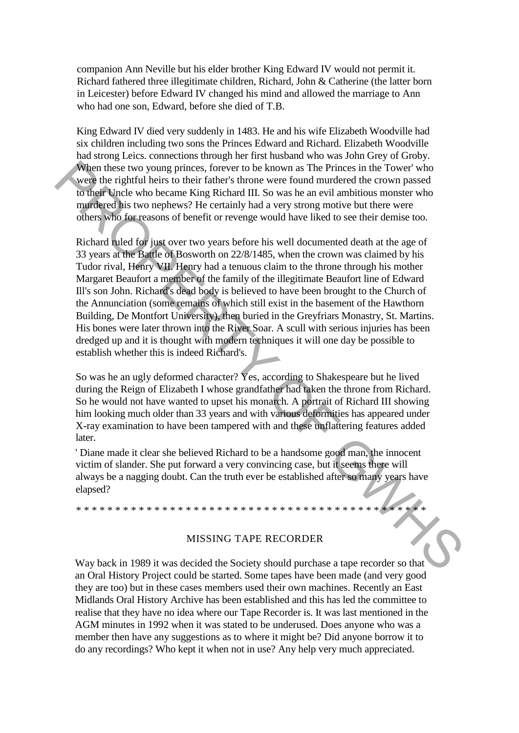companion Ann Neville but his elder brother King Edward IV would not permit it. Richard fathered three illegitimate children, Richard, John & Catherine (the latter born in Leicester) before Edward IV changed his mind and allowed the marriage to Ann who had one son, Edward, before she died of T.B.

King Edward IV died very suddenly in 1483. He and his wife Elizabeth Woodville had six children including two sons the Princes Edward and Richard. Elizabeth Woodville had strong Leics. connections through her first husband who was John Grey of Groby. When these two young princes, forever to be known as The Princes in the Tower' who were the rightful heirs to their father's throne were found murdered the crown passed to their Uncle who became King Richard III. So was he an evil ambitious monster who murdered his two nephews? He certainly had a very strong motive but there were others who for reasons of benefit or revenge would have liked to see their demise too.

Richard ruled for just over two years before his well documented death at the age of 33 years at the Battle of Bosworth on 22/8/1485, when the crown was claimed by his Tudor rival, Henry VII. Henry had a tenuous claim to the throne through his mother Margaret Beaufort a member of the family of the illegitimate Beaufort line of Edward Ill's son John. Richard's dead body is believed to have been brought to the Church of the Annunciation (some remains of which still exist in the basement of the Hawthorn Building, De Montfort University), then buried in the Greyfriars Monastry, St. Martins. His bones were later thrown into the River Soar. A scull with serious injuries has been dredged up and it is thought with modern techniques it will one day be possible to establish whether this is indeed Richard's.

So was he an ugly deformed character? Yes, according to Shakespeare but he lived during the Reign of Elizabeth I whose grandfather had taken the throne from Richard. So he would not have wanted to upset his monarch. A portrait of Richard III showing him looking much older than 33 years and with various deformities has appeared under X-ray examination to have been tampered with and these unflattering features added later.

' Diane made it clear she believed Richard to be a handsome good man, the innocent victim of slander. She put forward a very convincing case, but it seems there will always be a nagging doubt. Can the truth ever be established after so many years have elapsed?

* * * * * * * * * * * * * * * * * * * * * * * * * * * * * * * * * * * * * * * * * * * * * *

## MISSING TAPE RECORDER

Way back in 1989 it was decided the Society should purchase a tape recorder so that an Oral History Project could be started. Some tapes have been made (and very good they are too) but in these cases members used their own machines. Recently an East Midlands Oral History Archive has been established and this has led the committee to realise that they have no idea where our Tape Recorder is. It was last mentioned in the AGM minutes in 1992 when it was stated to be underused. Does anyone who was a member then have any suggestions as to where it might be? Did anyone borrow it to do any recordings? Who kept it when not in use? Any help very much appreciated.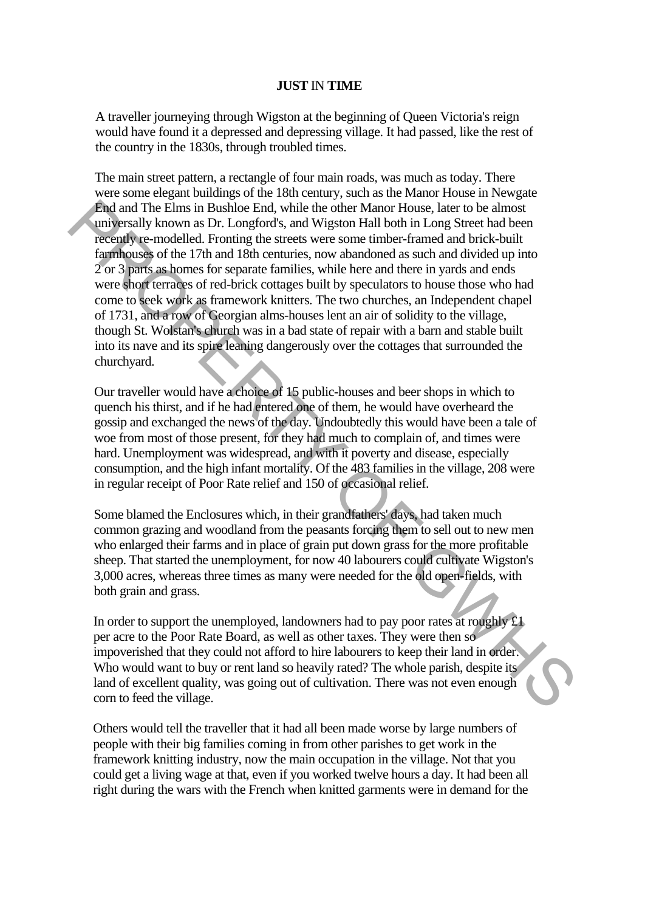**JUST** IN **TIME**

A traveller journeying through Wigston at the beginning of Queen Victoria's reign would have found it a depressed and depressing village. It had passed, like the rest of the country in the 1830s, through troubled times.

The main street pattern, a rectangle of four main roads, was much as today. There were some elegant buildings of the 18th century, such as the Manor House in Newgate End and The Elms in Bushloe End, while the other Manor House, later to be almost universally known as Dr. Longford's, and Wigston Hall both in Long Street had been recently re-modelled. Fronting the streets were some timber-framed and brick-built farmhouses of the 17th and 18th centuries, now abandoned as such and divided up into 2 or 3 parts as homes for separate families, while here and there in yards and ends were short terraces of red-brick cottages built by speculators to house those who had come to seek work as framework knitters. The two churches, an Independent chapel of 1731, and a row of Georgian alms-houses lent an air of solidity to the village, though St. Wolstan's church was in a bad state of repair with a barn and stable built into its nave and its spire leaning dangerously over the cottages that surrounded the churchyard.

Our traveller would have a choice of 15 public-houses and beer shops in which to quench his thirst, and if he had entered one of them, he would have overheard the gossip and exchanged the news of the day. Undoubtedly this would have been a tale of woe from most of those present, for they had much to complain of, and times were hard. Unemployment was widespread, and with it poverty and disease, especially consumption, and the high infant mortality. Of the 483 families in the village, 208 were in regular receipt of Poor Rate relief and 150 of occasional relief.

Some blamed the Enclosures which, in their grandfathers' days, had taken much common grazing and woodland from the peasants forcing them to sell out to new men who enlarged their farms and in place of grain put down grass for the more profitable sheep. That started the unemployment, for now 40 labourers could cultivate Wigston's 3,000 acres, whereas three times as many were needed for the old open-fields, with both grain and grass.

In order to support the unemployed, landowners had to pay poor rates at roughly £1 per acre to the Poor Rate Board, as well as other taxes. They were then so impoverished that they could not afford to hire labourers to keep their land in order. Who would want to buy or rent land so heavily rated? The whole parish, despite its land of excellent quality, was going out of cultivation. There was not even enough corn to feed the village.

Others would tell the traveller that it had all been made worse by large numbers of people with their big families coming in from other parishes to get work in the framework knitting industry, now the main occupation in the village. Not that you could get a living wage at that, even if you worked twelve hours a day. It had been all right during the wars with the French when knitted garments were in demand for the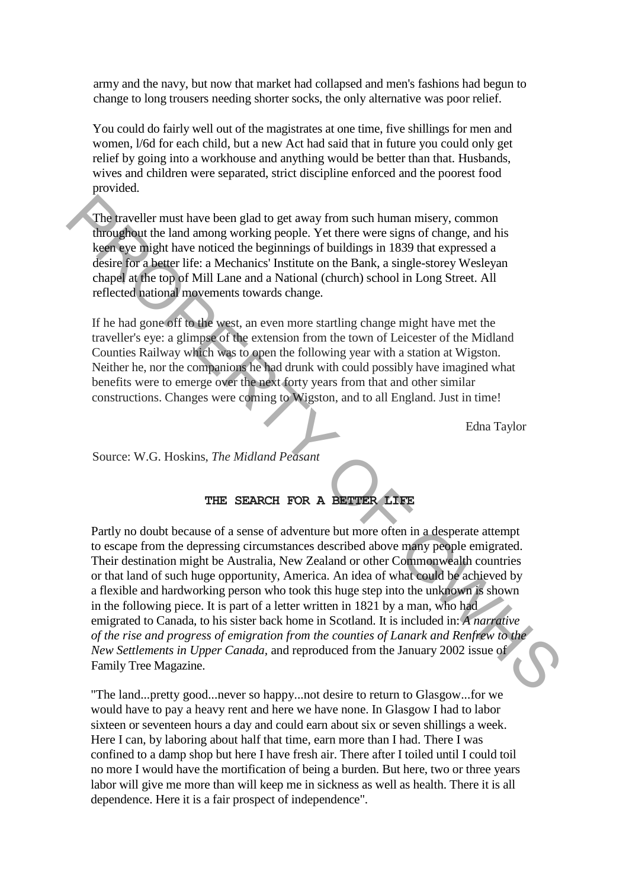army and the navy, but now that market had collapsed and men's fashions had begun to change to long trousers needing shorter socks, the only alternative was poor relief.

You could do fairly well out of the magistrates at one time, five shillings for men and women, l/6d for each child, but a new Act had said that in future you could only get relief by going into a workhouse and anything would be better than that. Husbands, wives and children were separated, strict discipline enforced and the poorest food provided.

The traveller must have been glad to get away from such human misery, common throughout the land among working people. Yet there were signs of change, and his keen eye might have noticed the beginnings of buildings in 1839 that expressed a desire for a better life: a Mechanics' Institute on the Bank, a single-storey Wesleyan chapel at the top of Mill Lane and a National (church) school in Long Street. All reflected national movements towards change.

If he had gone off to the west, an even more startling change might have met the traveller's eye: a glimpse of the extension from the town of Leicester of the Midland Counties Railway which was to open the following year with a station at Wigston. Neither he, nor the companions he had drunk with could possibly have imagined what benefits were to emerge over the next forty years from that and other similar constructions. Changes were coming to Wigston, and to all England. Just in time!

Edna Taylor

Source: W.G. Hoskins, *The Midland Peasant*

## THE SEARCH FOR A BETTER LIFE

Partly no doubt because of a sense of adventure but more often in a desperate attempt to escape from the depressing circumstances described above many people emigrated. Their destination might be Australia, New Zealand or other Commonwealth countries or that land of such huge opportunity, America. An idea of what could be achieved by a flexible and hardworking person who took this huge step into the unknown is shown in the following piece. It is part of a letter written in 1821 by a man, who had emigrated to Canada, to his sister back home in Scotland. It is included in: *A narrative of the rise and progress of emigration from the counties of Lanark and Renfrew to the New Settlements in Upper Canada*, and reproduced from the January 2002 issue of Family Tree Magazine.

"The land...pretty good...never so happy...not desire to return to Glasgow...for we would have to pay a heavy rent and here we have none. In Glasgow I had to labor sixteen or seventeen hours a day and could earn about six or seven shillings a week. Here I can, by laboring about half that time, earn more than I had. There I was confined to a damp shop but here I have fresh air. There after I toiled until I could toil no more I would have the mortification of being a burden. But here, two or three years labor will give me more than will keep me in sickness as well as health. There it is all dependence. Here it is a fair prospect of independence".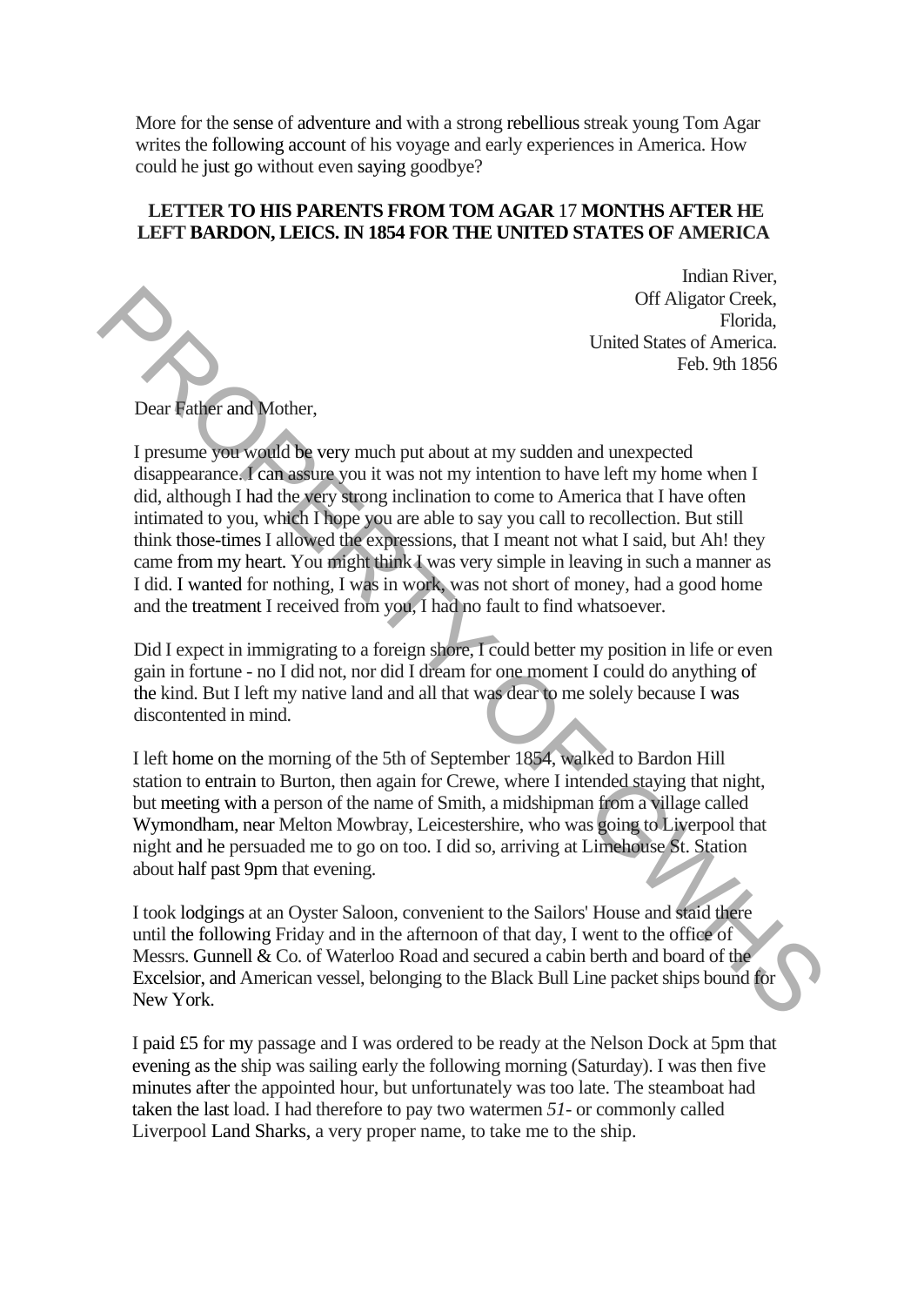More for the sense of adventure and with a strong rebellious streak young Tom Agar writes the following account of his voyage and early experiences in America. How could he just go without even saying goodbye?

**LETTER TO HIS PARENTS FROM TOM AGAR 17 MONTHS AFTER HE LEFT BARDON, LEICS. IN 1854 FOR THE UNITED STATES OF AMERICA**

Indian River,
Off Aligator Creek,
Florida,
United States of America.
Feb. 9th 1856

Dear Father and Mother,

I presume you would be very much put about at my sudden and unexpected disappearance. I can assure you it was not my intention to have left my home when I did, although I had the very strong inclination to come to America that I have often intimated to you, which I hope you are able to say you call to recollection. But still think those-times I allowed the expressions, that I meant not what I said, but Ah! they came from my heart. You might think I was very simple in leaving in such a manner as I did. I wanted for nothing, I was in work, was not short of money, had a good home and the treatment I received from you, I had no fault to find whatsoever.

Did I expect in immigrating to a foreign shore, I could better my position in life or even gain in fortune - no I did not, nor did I dream for one moment I could do anything of the kind. But I left my native land and all that was dear to me solely because I was discontented in mind.

I left home on the morning of the 5th of September 1854, walked to Bardon Hill station to entrain to Burton, then again for Crewe, where I intended staying that night, but meeting with a person of the name of Smith, a midshipman from a village called Wymondham, near Melton Mowbray, Leicestershire, who was going to Liverpool that night and he persuaded me to go on too. I did so, arriving at Limehouse St. Station about half past 9pm that evening.

I took lodgings at an Oyster Saloon, convenient to the Sailors' House and staid there until the following Friday and in the afternoon of that day, I went to the office of Messrs. Gunnell & Co. of Waterloo Road and secured a cabin berth and board of the Excelsior, and American vessel, belonging to the Black Bull Line packet ships bound for New York.

I paid £5 for my passage and I was ordered to be ready at the Nelson Dock at 5pm that evening as the ship was sailing early the following morning (Saturday). I was then five minutes after the appointed hour, but unfortunately was too late. The steamboat had taken the last load. I had therefore to pay two watermen *5/-* or commonly called Liverpool Land Sharks, a very proper name, to take me to the ship.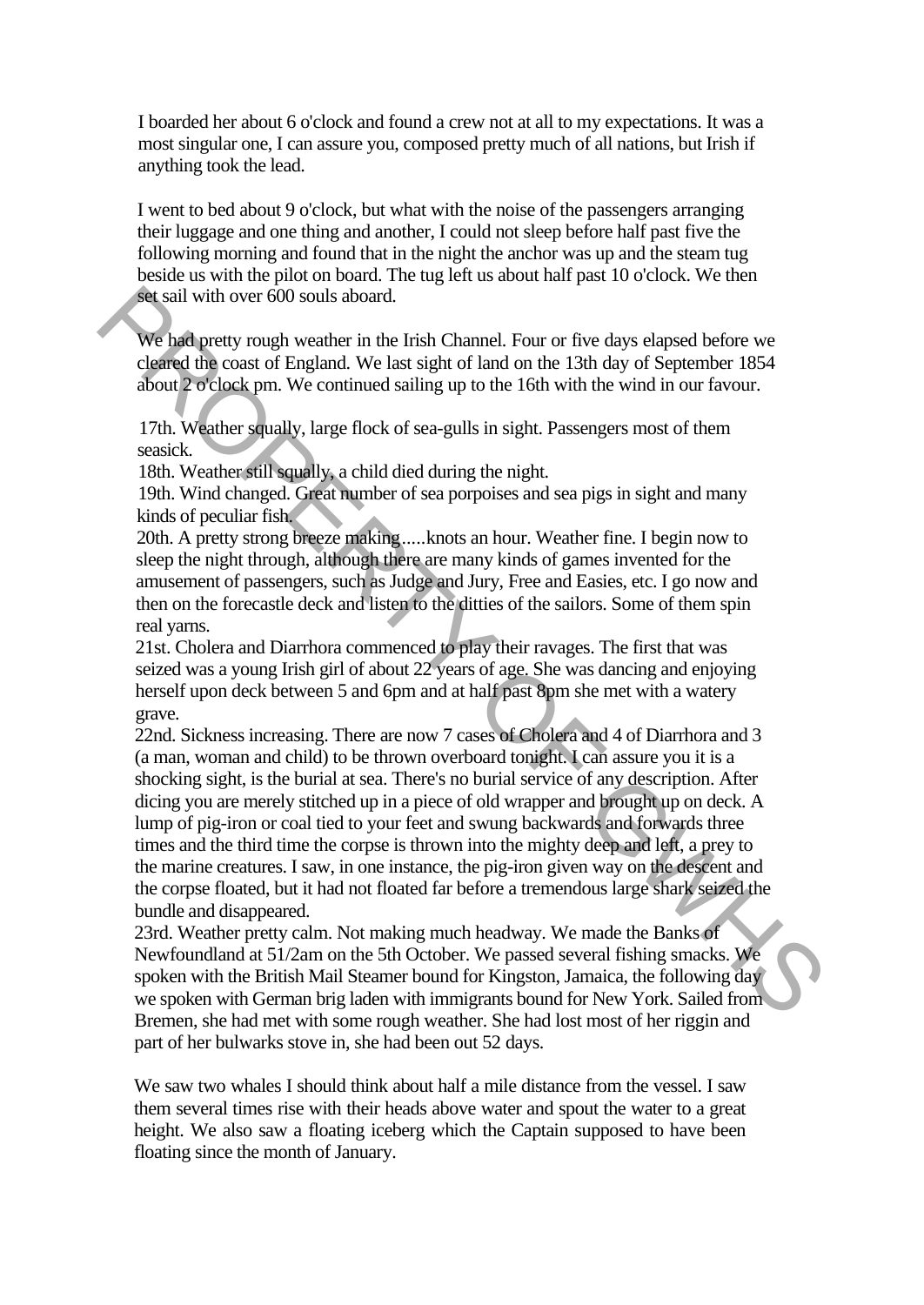I boarded her about 6 o'clock and found a crew not at all to my expectations. It was a most singular one, I can assure you, composed pretty much of all nations, but Irish if anything took the lead.

I went to bed about 9 o'clock, but what with the noise of the passengers arranging their luggage and one thing and another, I could not sleep before half past five the following morning and found that in the night the anchor was up and the steam tug beside us with the pilot on board. The tug left us about half past 10 o'clock. We then set sail with over 600 souls aboard.

We had pretty rough weather in the Irish Channel. Four or five days elapsed before we cleared the coast of England. We last sight of land on the 13th day of September 1854 about 2 o'clock pm. We continued sailing up to the 16th with the wind in our favour.

17th. Weather squally, large flock of sea-gulls in sight. Passengers most of them seasick.
18th. Weather still squally, a child died during the night.
19th. Wind changed. Great number of sea porpoises and sea pigs in sight and many kinds of peculiar fish.
20th. A pretty strong breeze making.....knots an hour. Weather fine. I begin now to sleep the night through, although there are many kinds of games invented for the amusement of passengers, such as Judge and Jury, Free and Easies, etc. I go now and then on the forecastle deck and listen to the ditties of the sailors. Some of them spin real yarns.
21st. Cholera and Diarrhora commenced to play their ravages. The first that was seized was a young Irish girl of about 22 years of age. She was dancing and enjoying herself upon deck between 5 and 6pm and at half past 8pm she met with a watery grave.
22nd. Sickness increasing. There are now 7 cases of Cholera and 4 of Diarrhora and 3 (a man, woman and child) to be thrown overboard tonight. I can assure you it is a shocking sight, is the burial at sea. There's no burial service of any description. After dicing you are merely stitched up in a piece of old wrapper and brought up on deck. A lump of pig-iron or coal tied to your feet and swung backwards and forwards three times and the third time the corpse is thrown into the mighty deep and left, a prey to the marine creatures. I saw, in one instance, the pig-iron given way on the descent and the corpse floated, but it had not floated far before a tremendous large shark seized the bundle and disappeared.
23rd. Weather pretty calm. Not making much headway. We made the Banks of Newfoundland at 51/2am on the 5th October. We passed several fishing smacks. We spoken with the British Mail Steamer bound for Kingston, Jamaica, the following day we spoken with German brig laden with immigrants bound for New York. Sailed from Bremen, she had met with some rough weather. She had lost most of her riggin and part of her bulwarks stove in, she had been out 52 days.

We saw two whales I should think about half a mile distance from the vessel. I saw them several times rise with their heads above water and spout the water to a great height. We also saw a floating iceberg which the Captain supposed to have been floating since the month of January.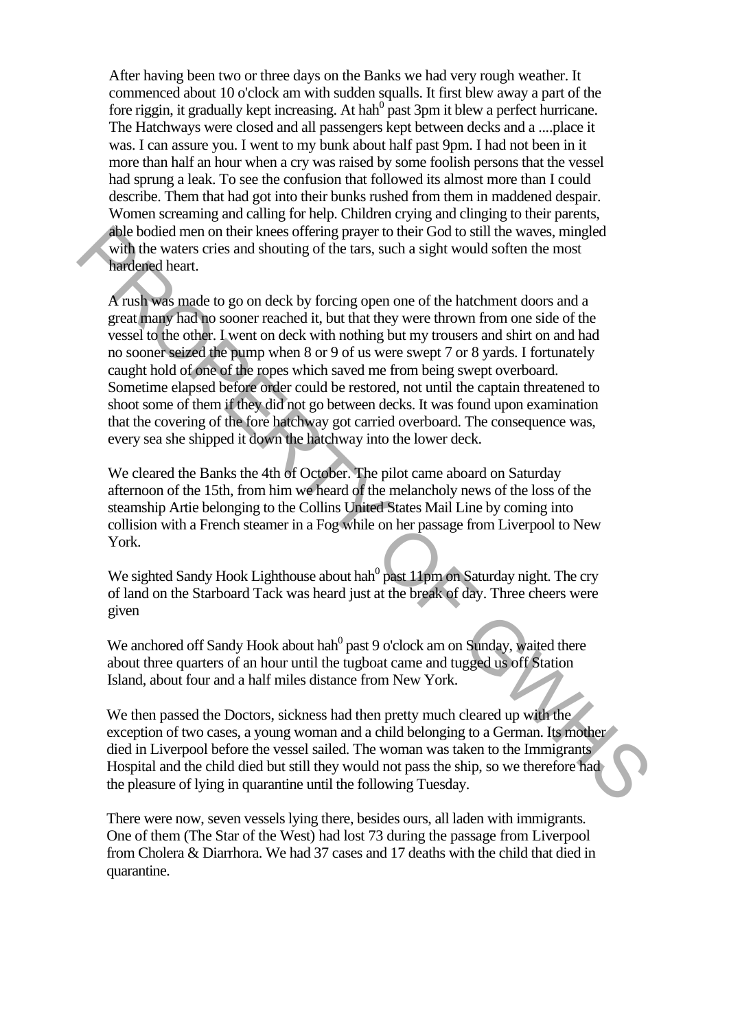After having been two or three days on the Banks we had very rough weather. It commenced about 10 o'clock am with sudden squalls. It first blew away a part of the fore riggin, it gradually kept increasing. At hah[0] past 3pm it blew a perfect hurricane. The Hatchways were closed and all passengers kept between decks and a ....place it was. I can assure you. I went to my bunk about half past 9pm. I had not been in it more than half an hour when a cry was raised by some foolish persons that the vessel had sprung a leak. To see the confusion that followed its almost more than I could describe. Them that had got into their bunks rushed from them in maddened despair. Women screaming and calling for help. Children crying and clinging to their parents, able bodied men on their knees offering prayer to their God to still the waves, mingled with the waters cries and shouting of the tars, such a sight would soften the most hardened heart.

A rush was made to go on deck by forcing open one of the hatchment doors and a great many had no sooner reached it, but that they were thrown from one side of the vessel to the other. I went on deck with nothing but my trousers and shirt on and had no sooner seized the pump when 8 or 9 of us were swept 7 or 8 yards. I fortunately caught hold of one of the ropes which saved me from being swept overboard. Sometime elapsed before order could be restored, not until the captain threatened to shoot some of them if they did not go between decks. It was found upon examination that the covering of the fore hatchway got carried overboard. The consequence was, every sea she shipped it down the hatchway into the lower deck.

We cleared the Banks the 4th of October. The pilot came aboard on Saturday afternoon of the 15th, from him we heard of the melancholy news of the loss of the steamship Artie belonging to the Collins United States Mail Line by coming into collision with a French steamer in a Fog while on her passage from Liverpool to New York.

We sighted Sandy Hook Lighthouse about hah[0] past 11pm on Saturday night. The cry of land on the Starboard Tack was heard just at the break of day. Three cheers were given

We anchored off Sandy Hook about hah[0] past 9 o'clock am on Sunday, waited there about three quarters of an hour until the tugboat came and tugged us off Station Island, about four and a half miles distance from New York.

We then passed the Doctors, sickness had then pretty much cleared up with the exception of two cases, a young woman and a child belonging to a German. Its mother died in Liverpool before the vessel sailed. The woman was taken to the Immigrants Hospital and the child died but still they would not pass the ship, so we therefore had the pleasure of lying in quarantine until the following Tuesday.

There were now, seven vessels lying there, besides ours, all laden with immigrants. One of them (The Star of the West) had lost 73 during the passage from Liverpool from Cholera & Diarrhora. We had 37 cases and 17 deaths with the child that died in quarantine.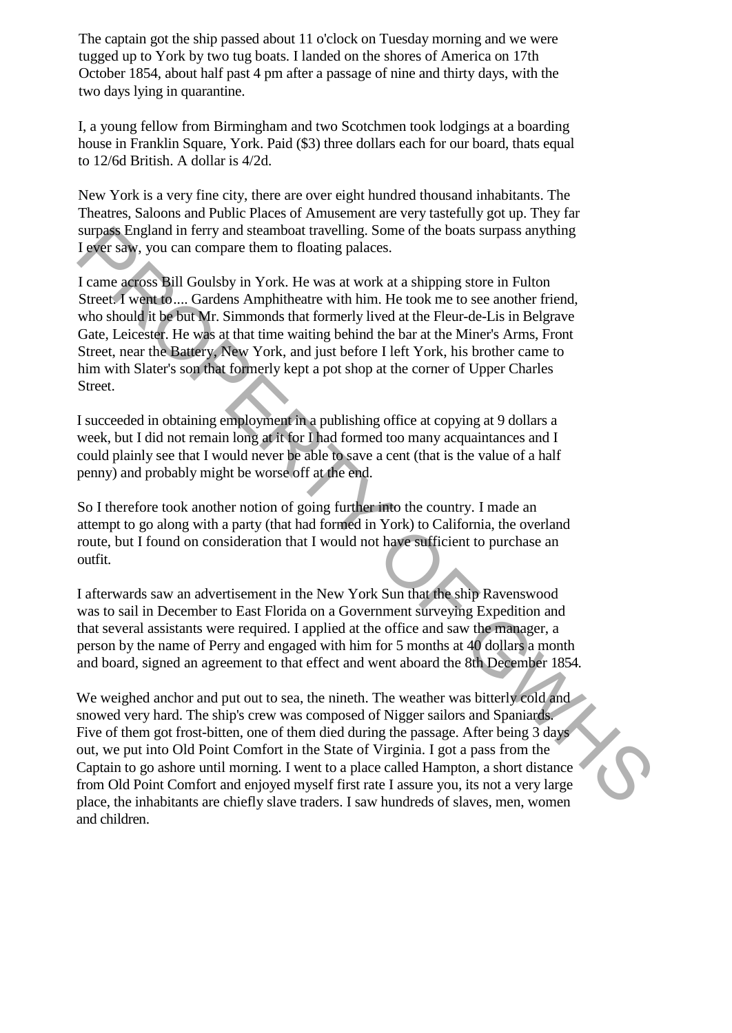The captain got the ship passed about 11 o'clock on Tuesday morning and we were tugged up to York by two tug boats. I landed on the shores of America on 17th October 1854, about half past 4 pm after a passage of nine and thirty days, with the two days lying in quarantine.

I, a young fellow from Birmingham and two Scotchmen took lodgings at a boarding house in Franklin Square, York. Paid ($3) three dollars each for our board, thats equal to 12/6d British. A dollar is 4/2d.

New York is a very fine city, there are over eight hundred thousand inhabitants. The Theatres, Saloons and Public Places of Amusement are very tastefully got up. They far surpass England in ferry and steamboat travelling. Some of the boats surpass anything I ever saw, you can compare them to floating palaces.

I came across Bill Goulsby in York. He was at work at a shipping store in Fulton Street. I went to.... Gardens Amphitheatre with him. He took me to see another friend, who should it be but Mr. Simmonds that formerly lived at the Fleur-de-Lis in Belgrave Gate, Leicester. He was at that time waiting behind the bar at the Miner's Arms, Front Street, near the Battery, New York, and just before I left York, his brother came to him with Slater's son that formerly kept a pot shop at the corner of Upper Charles Street.

I succeeded in obtaining employment in a publishing office at copying at 9 dollars a week, but I did not remain long at it for I had formed too many acquaintances and I could plainly see that I would never be able to save a cent (that is the value of a half penny) and probably might be worse off at the end.

So I therefore took another notion of going further into the country. I made an attempt to go along with a party (that had formed in York) to California, the overland route, but I found on consideration that I would not have sufficient to purchase an outfit.

I afterwards saw an advertisement in the New York Sun that the ship Ravenswood was to sail in December to East Florida on a Government surveying Expedition and that several assistants were required. I applied at the office and saw the manager, a person by the name of Perry and engaged with him for 5 months at 40 dollars a month and board, signed an agreement to that effect and went aboard the 8th December 1854.

We weighed anchor and put out to sea, the nineth. The weather was bitterly cold and snowed very hard. The ship's crew was composed of Nigger sailors and Spaniards. Five of them got frost-bitten, one of them died during the passage. After being 3 days out, we put into Old Point Comfort in the State of Virginia. I got a pass from the Captain to go ashore until morning. I went to a place called Hampton, a short distance from Old Point Comfort and enjoyed myself first rate I assure you, its not a very large place, the inhabitants are chiefly slave traders. I saw hundreds of slaves, men, women and children.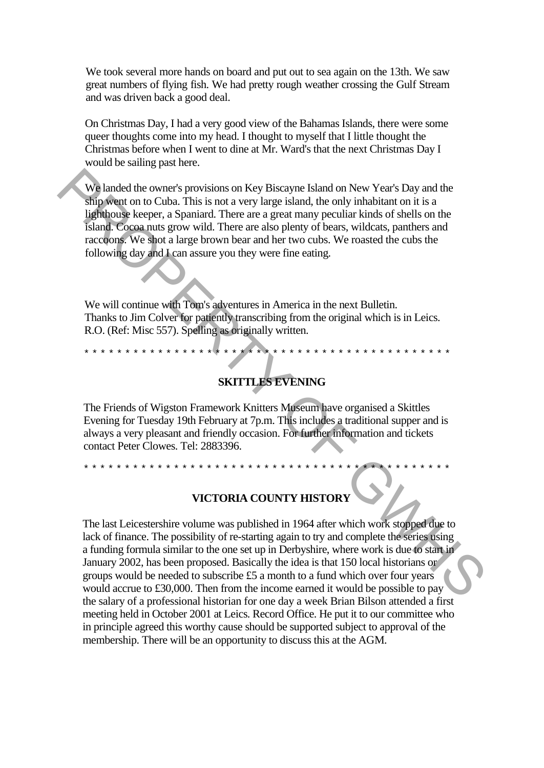We took several more hands on board and put out to sea again on the 13th. We saw great numbers of flying fish. We had pretty rough weather crossing the Gulf Stream and was driven back a good deal.

On Christmas Day, I had a very good view of the Bahamas Islands, there were some queer thoughts come into my head. I thought to myself that I little thought the Christmas before when I went to dine at Mr. Ward's that the next Christmas Day I would be sailing past here.

We landed the owner's provisions on Key Biscayne Island on New Year's Day and the ship went on to Cuba. This is not a very large island, the only inhabitant on it is a lighthouse keeper, a Spaniard. There are a great many peculiar kinds of shells on the island. Cocoa nuts grow wild. There are also plenty of bears, wildcats, panthers and raccoons. We shot a large brown bear and her two cubs. We roasted the cubs the following day and I can assure you they were fine eating.

We will continue with Tom's adventures in America in the next Bulletin. Thanks to Jim Colver for patiently transcribing from the original which is in Leics. R.O. (Ref: Misc 557). Spelling as originally written.

\* \* \* \* \* \* \* \* \* \* \* \* \* \* \* \* \* \* \* \* \* \* \* \* \* \* \* \* \* \* \* \* \* \* \* \* \* \* \* \* \* \* \* \* \* \*

## SKITTLES EVENING

The Friends of Wigston Framework Knitters Museum have organised a Skittles Evening for Tuesday 19th February at 7p.m. This includes a traditional supper and is always a very pleasant and friendly occasion. For further information and tickets contact Peter Clowes. Tel: 2883396.

\* \* \* \* \* \* \* \* \* \* \* \* \* \* \* \* \* \* \* \* \* \* \* \* \* \* \* \* \* \* \* \* \* \* \* \* \* \* \* \* \* \* \* \* \* \*

## VICTORIA COUNTY HISTORY

The last Leicestershire volume was published in 1964 after which work stopped due to lack of finance. The possibility of re-starting again to try and complete the series using a funding formula similar to the one set up in Derbyshire, where work is due to start in January 2002, has been proposed. Basically the idea is that 150 local historians or groups would be needed to subscribe £5 a month to a fund which over four years would accrue to £30,000. Then from the income earned it would be possible to pay the salary of a professional historian for one day a week Brian Bilson attended a first meeting held in October 2001 at Leics. Record Office. He put it to our committee who in principle agreed this worthy cause should be supported subject to approval of the membership. There will be an opportunity to discuss this at the AGM.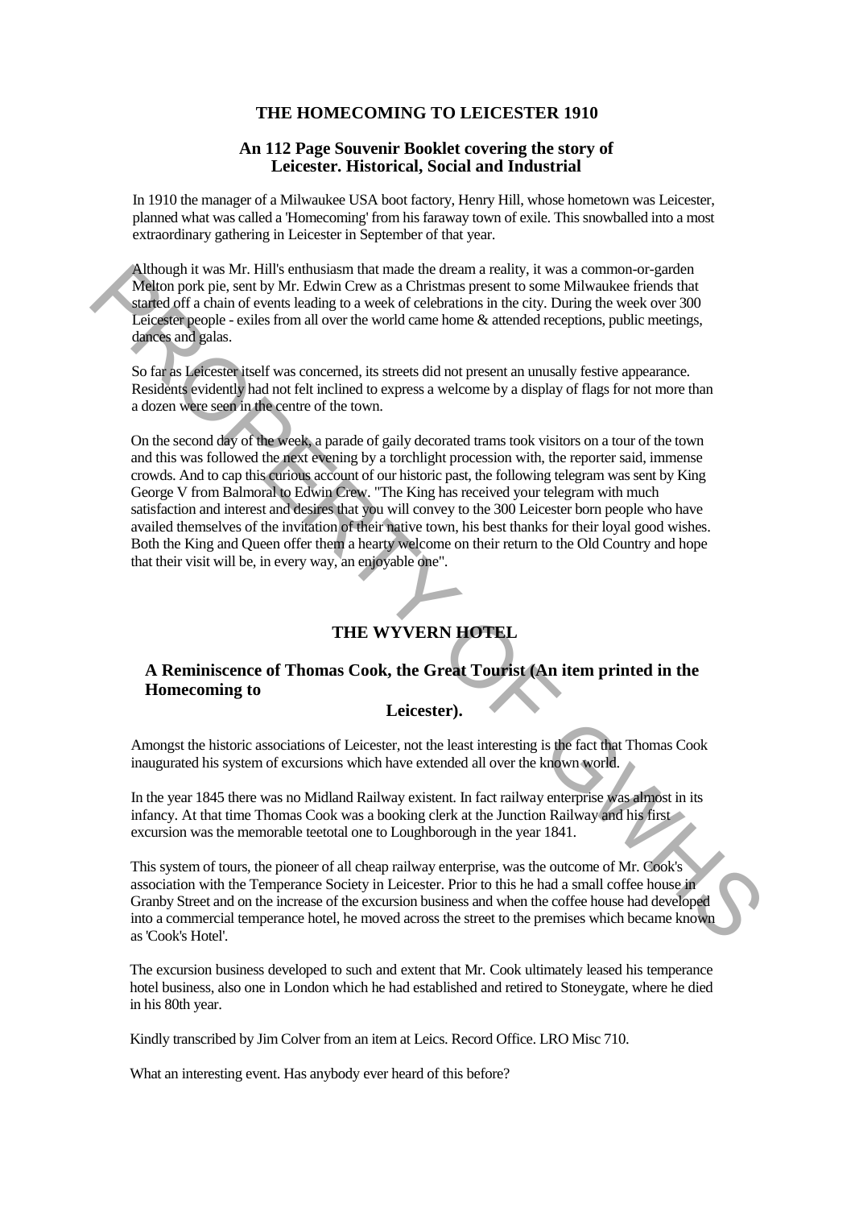## THE HOMECOMING TO LEICESTER 1910

### An 112 Page Souvenir Booklet covering the story of Leicester. Historical, Social and Industrial

In 1910 the manager of a Milwaukee USA boot factory, Henry Hill, whose hometown was Leicester, planned what was called a 'Homecoming' from his faraway town of exile. This snowballed into a most extraordinary gathering in Leicester in September of that year.

Although it was Mr. Hill's enthusiasm that made the dream a reality, it was a common-or-garden Melton pork pie, sent by Mr. Edwin Crew as a Christmas present to some Milwaukee friends that started off a chain of events leading to a week of celebrations in the city. During the week over 300 Leicester people - exiles from all over the world came home & attended receptions, public meetings, dances and galas.

So far as Leicester itself was concerned, its streets did not present an unusally festive appearance. Residents evidently had not felt inclined to express a welcome by a display of flags for not more than a dozen were seen in the centre of the town.

On the second day of the week, a parade of gaily decorated trams took visitors on a tour of the town and this was followed the next evening by a torchlight procession with, the reporter said, immense crowds. And to cap this curious account of our historic past, the following telegram was sent by King George V from Balmoral to Edwin Crew. "The King has received your telegram with much satisfaction and interest and desires that you will convey to the 300 Leicester born people who have availed themselves of the invitation of their native town, his best thanks for their loyal good wishes. Both the King and Queen offer them a hearty welcome on their return to the Old Country and hope that their visit will be, in every way, an enjoyable one".

## THE WYVERN HOTEL

### A Reminiscence of Thomas Cook, the Great Tourist (An item printed in the Homecoming to Leicester).

Amongst the historic associations of Leicester, not the least interesting is the fact that Thomas Cook inaugurated his system of excursions which have extended all over the known world.

In the year 1845 there was no Midland Railway existent. In fact railway enterprise was almost in its infancy. At that time Thomas Cook was a booking clerk at the Junction Railway and his first excursion was the memorable teetotal one to Loughborough in the year 1841.

This system of tours, the pioneer of all cheap railway enterprise, was the outcome of Mr. Cook's association with the Temperance Society in Leicester. Prior to this he had a small coffee house in Granby Street and on the increase of the excursion business and when the coffee house had developed into a commercial temperance hotel, he moved across the street to the premises which became known as 'Cook's Hotel'.

The excursion business developed to such and extent that Mr. Cook ultimately leased his temperance hotel business, also one in London which he had established and retired to Stoneygate, where he died in his 80th year.

Kindly transcribed by Jim Colver from an item at Leics. Record Office. LRO Misc 710.

What an interesting event. Has anybody ever heard of this before?